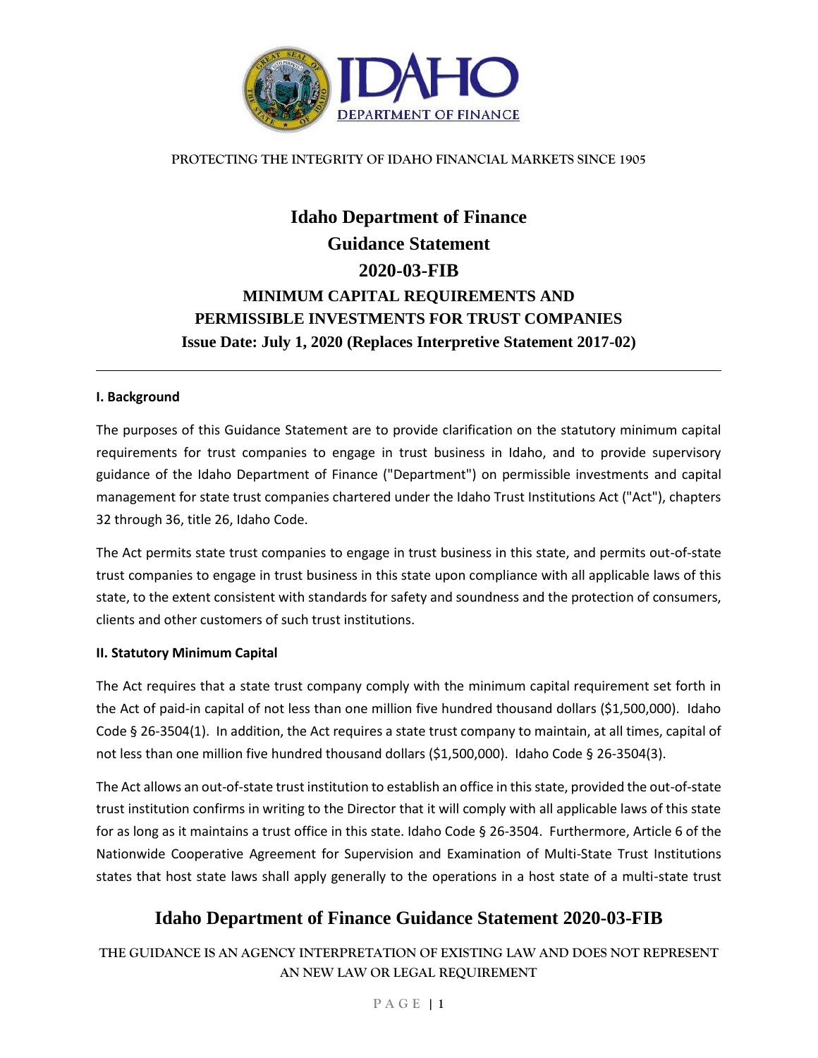PROTECTING THE INTEGRITY OF IDAHO FINANCIAL MARKETS SINCE 1905

# Idaho Department of Finance
# Guidance Statement
# 2020-03-FIB

## MINIMUM CAPITAL REQUIREMENTS AND PERMISSIBLE INVESTMENTS FOR TRUST COMPANIES

**Issue Date: July 1, 2020 (Replaces Interpretive Statement 2017-02)**

---

### I. Background

The purposes of this Guidance Statement are to provide clarification on the statutory minimum capital requirements for trust companies to engage in trust business in Idaho, and to provide supervisory guidance of the Idaho Department of Finance ("Department") on permissible investments and capital management for state trust companies chartered under the Idaho Trust Institutions Act ("Act"), chapters 32 through 36, title 26, Idaho Code.

The Act permits state trust companies to engage in trust business in this state, and permits out-of-state trust companies to engage in trust business in this state upon compliance with all applicable laws of this state, to the extent consistent with standards for safety and soundness and the protection of consumers, clients and other customers of such trust institutions.

### II. Statutory Minimum Capital

The Act requires that a state trust company comply with the minimum capital requirement set forth in the Act of paid-in capital of not less than one million five hundred thousand dollars ($1,500,000). Idaho Code § 26-3504(1). In addition, the Act requires a state trust company to maintain, at all times, capital of not less than one million five hundred thousand dollars ($1,500,000). Idaho Code § 26-3504(3).

The Act allows an out-of-state trust institution to establish an office in this state, provided the out-of-state trust institution confirms in writing to the Director that it will comply with all applicable laws of this state for as long as it maintains a trust office in this state. Idaho Code § 26-3504. Furthermore, Article 6 of the Nationwide Cooperative Agreement for Supervision and Examination of Multi-State Trust Institutions states that host state laws shall apply generally to the operations in a host state of a multi-state trust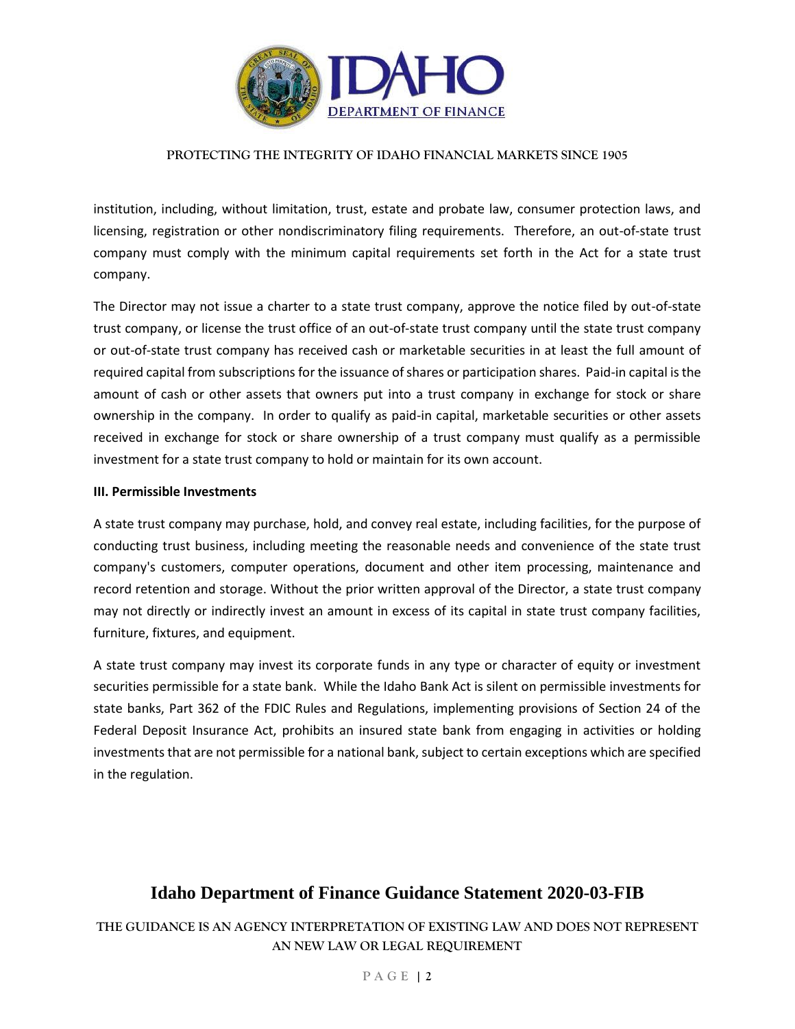institution, including, without limitation, trust, estate and probate law, consumer protection laws, and licensing, registration or other nondiscriminatory filing requirements. Therefore, an out-of-state trust company must comply with the minimum capital requirements set forth in the Act for a state trust company.

The Director may not issue a charter to a state trust company, approve the notice filed by out-of-state trust company, or license the trust office of an out-of-state trust company until the state trust company or out-of-state trust company has received cash or marketable securities in at least the full amount of required capital from subscriptions for the issuance of shares or participation shares. Paid-in capital is the amount of cash or other assets that owners put into a trust company in exchange for stock or share ownership in the company. In order to qualify as paid-in capital, marketable securities or other assets received in exchange for stock or share ownership of a trust company must qualify as a permissible investment for a state trust company to hold or maintain for its own account.

**III. Permissible Investments**

A state trust company may purchase, hold, and convey real estate, including facilities, for the purpose of conducting trust business, including meeting the reasonable needs and convenience of the state trust company's customers, computer operations, document and other item processing, maintenance and record retention and storage. Without the prior written approval of the Director, a state trust company may not directly or indirectly invest an amount in excess of its capital in state trust company facilities, furniture, fixtures, and equipment.

A state trust company may invest its corporate funds in any type or character of equity or investment securities permissible for a state bank. While the Idaho Bank Act is silent on permissible investments for state banks, Part 362 of the FDIC Rules and Regulations, implementing provisions of Section 24 of the Federal Deposit Insurance Act, prohibits an insured state bank from engaging in activities or holding investments that are not permissible for a national bank, subject to certain exceptions which are specified in the regulation.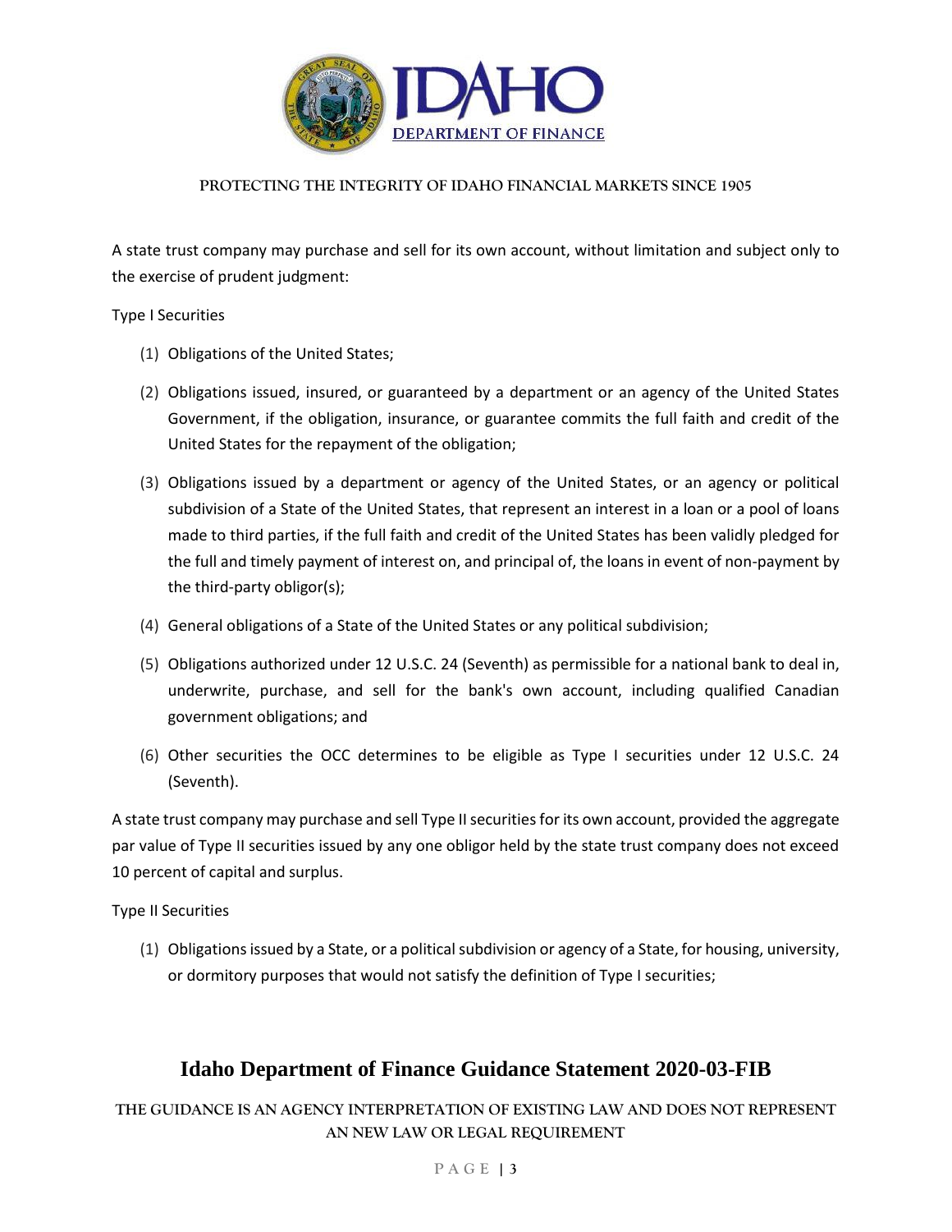A state trust company may purchase and sell for its own account, without limitation and subject only to the exercise of prudent judgment:

Type I Securities

(1) Obligations of the United States;

(2) Obligations issued, insured, or guaranteed by a department or an agency of the United States Government, if the obligation, insurance, or guarantee commits the full faith and credit of the United States for the repayment of the obligation;

(3) Obligations issued by a department or agency of the United States, or an agency or political subdivision of a State of the United States, that represent an interest in a loan or a pool of loans made to third parties, if the full faith and credit of the United States has been validly pledged for the full and timely payment of interest on, and principal of, the loans in event of non-payment by the third-party obligor(s);

(4) General obligations of a State of the United States or any political subdivision;

(5) Obligations authorized under 12 U.S.C. 24 (Seventh) as permissible for a national bank to deal in, underwrite, purchase, and sell for the bank's own account, including qualified Canadian government obligations; and

(6) Other securities the OCC determines to be eligible as Type I securities under 12 U.S.C. 24 (Seventh).

A state trust company may purchase and sell Type II securities for its own account, provided the aggregate par value of Type II securities issued by any one obligor held by the state trust company does not exceed 10 percent of capital and surplus.

Type II Securities

(1) Obligations issued by a State, or a political subdivision or agency of a State, for housing, university, or dormitory purposes that would not satisfy the definition of Type I securities;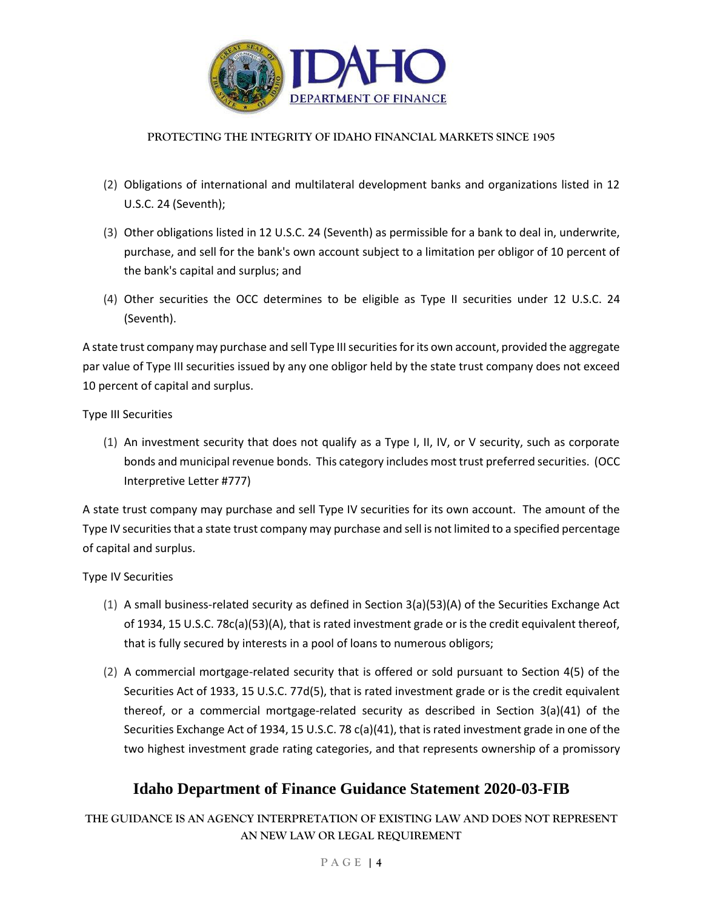(2) Obligations of international and multilateral development banks and organizations listed in 12 U.S.C. 24 (Seventh);

(3) Other obligations listed in 12 U.S.C. 24 (Seventh) as permissible for a bank to deal in, underwrite, purchase, and sell for the bank's own account subject to a limitation per obligor of 10 percent of the bank's capital and surplus; and

(4) Other securities the OCC determines to be eligible as Type II securities under 12 U.S.C. 24 (Seventh).

A state trust company may purchase and sell Type III securities for its own account, provided the aggregate par value of Type III securities issued by any one obligor held by the state trust company does not exceed 10 percent of capital and surplus.

Type III Securities

(1) An investment security that does not qualify as a Type I, II, IV, or V security, such as corporate bonds and municipal revenue bonds. This category includes most trust preferred securities. (OCC Interpretive Letter #777)

A state trust company may purchase and sell Type IV securities for its own account. The amount of the Type IV securities that a state trust company may purchase and sell is not limited to a specified percentage of capital and surplus.

Type IV Securities

(1) A small business-related security as defined in Section 3(a)(53)(A) of the Securities Exchange Act of 1934, 15 U.S.C. 78c(a)(53)(A), that is rated investment grade or is the credit equivalent thereof, that is fully secured by interests in a pool of loans to numerous obligors;

(2) A commercial mortgage-related security that is offered or sold pursuant to Section 4(5) of the Securities Act of 1933, 15 U.S.C. 77d(5), that is rated investment grade or is the credit equivalent thereof, or a commercial mortgage-related security as described in Section 3(a)(41) of the Securities Exchange Act of 1934, 15 U.S.C. 78 c(a)(41), that is rated investment grade in one of the two highest investment grade rating categories, and that represents ownership of a promissory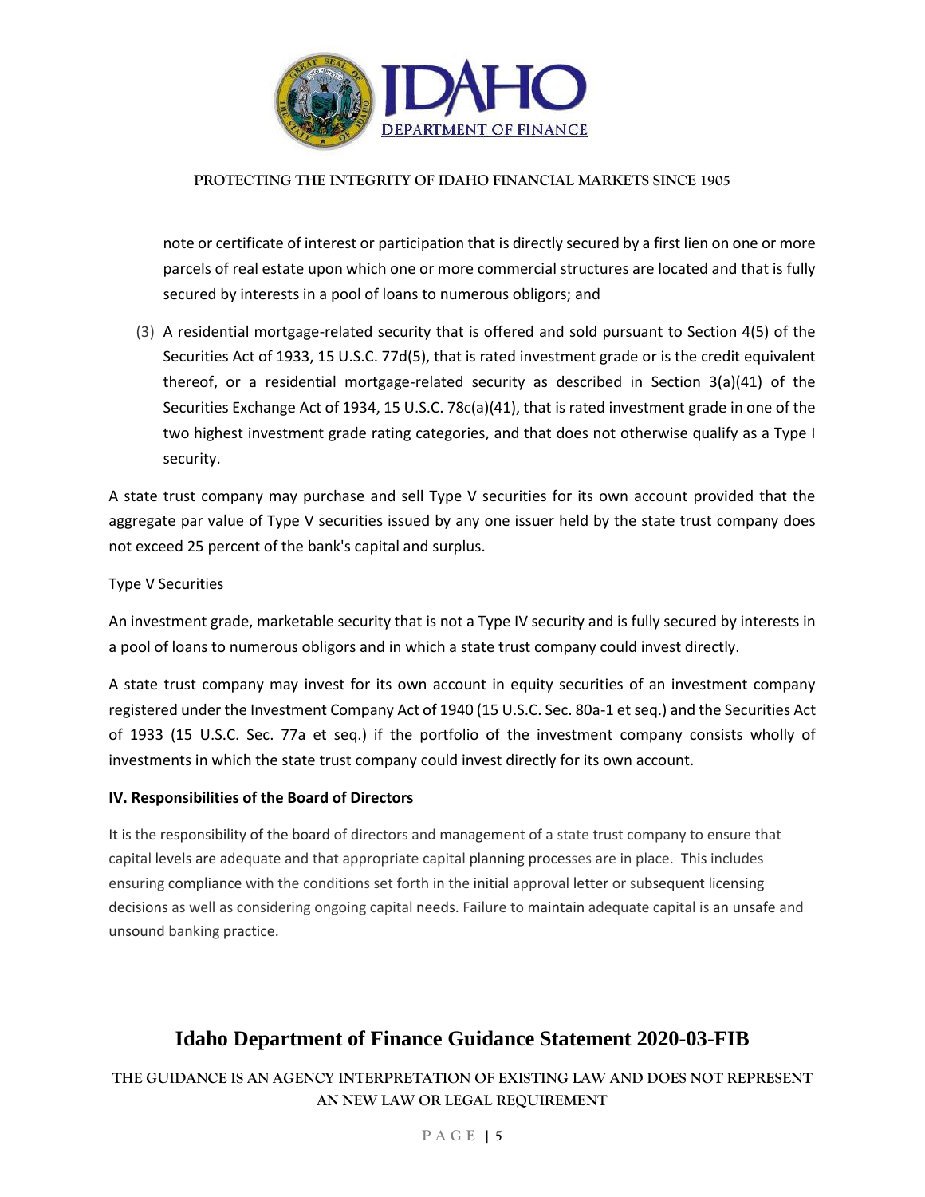note or certificate of interest or participation that is directly secured by a first lien on one or more parcels of real estate upon which one or more commercial structures are located and that is fully secured by interests in a pool of loans to numerous obligors; and

(3) A residential mortgage-related security that is offered and sold pursuant to Section 4(5) of the Securities Act of 1933, 15 U.S.C. 77d(5), that is rated investment grade or is the credit equivalent thereof, or a residential mortgage-related security as described in Section 3(a)(41) of the Securities Exchange Act of 1934, 15 U.S.C. 78c(a)(41), that is rated investment grade in one of the two highest investment grade rating categories, and that does not otherwise qualify as a Type I security.

A state trust company may purchase and sell Type V securities for its own account provided that the aggregate par value of Type V securities issued by any one issuer held by the state trust company does not exceed 25 percent of the bank's capital and surplus.

Type V Securities

An investment grade, marketable security that is not a Type IV security and is fully secured by interests in a pool of loans to numerous obligors and in which a state trust company could invest directly.

A state trust company may invest for its own account in equity securities of an investment company registered under the Investment Company Act of 1940 (15 U.S.C. Sec. 80a-1 et seq.) and the Securities Act of 1933 (15 U.S.C. Sec. 77a et seq.) if the portfolio of the investment company consists wholly of investments in which the state trust company could invest directly for its own account.

**IV. Responsibilities of the Board of Directors**

It is the responsibility of the board of directors and management of a state trust company to ensure that capital levels are adequate and that appropriate capital planning processes are in place. This includes ensuring compliance with the conditions set forth in the initial approval letter or subsequent licensing decisions as well as considering ongoing capital needs. Failure to maintain adequate capital is an unsafe and unsound banking practice.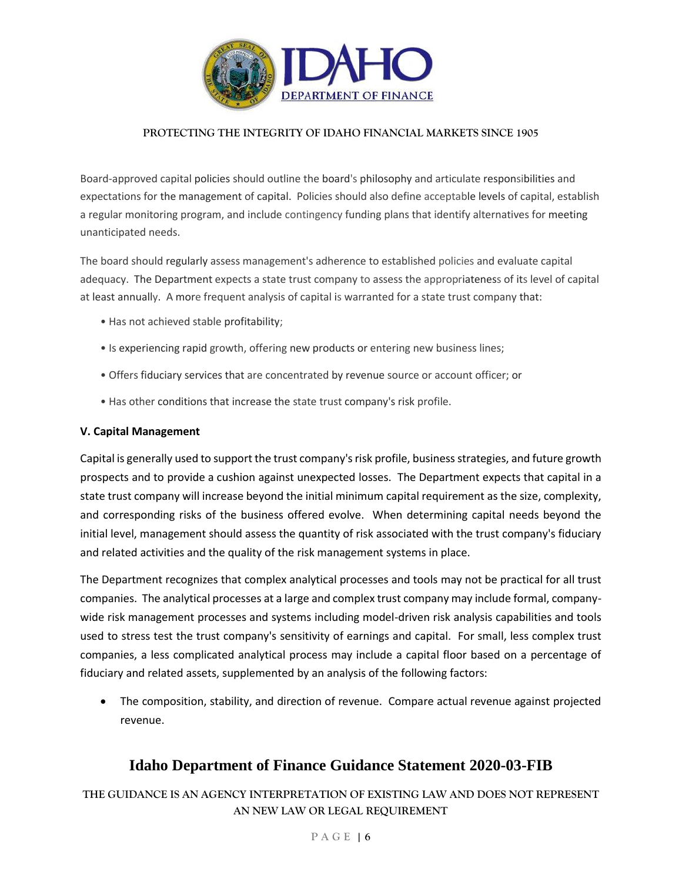Board-approved capital policies should outline the board's philosophy and articulate responsibilities and expectations for the management of capital. Policies should also define acceptable levels of capital, establish a regular monitoring program, and include contingency funding plans that identify alternatives for meeting unanticipated needs.

The board should regularly assess management's adherence to established policies and evaluate capital adequacy. The Department expects a state trust company to assess the appropriateness of its level of capital at least annually. A more frequent analysis of capital is warranted for a state trust company that:

- Has not achieved stable profitability;
- Is experiencing rapid growth, offering new products or entering new business lines;
- Offers fiduciary services that are concentrated by revenue source or account officer; or
- Has other conditions that increase the state trust company's risk profile.

**V. Capital Management**

Capital is generally used to support the trust company's risk profile, business strategies, and future growth prospects and to provide a cushion against unexpected losses. The Department expects that capital in a state trust company will increase beyond the initial minimum capital requirement as the size, complexity, and corresponding risks of the business offered evolve. When determining capital needs beyond the initial level, management should assess the quantity of risk associated with the trust company's fiduciary and related activities and the quality of the risk management systems in place.

The Department recognizes that complex analytical processes and tools may not be practical for all trust companies. The analytical processes at a large and complex trust company may include formal, company-wide risk management processes and systems including model-driven risk analysis capabilities and tools used to stress test the trust company's sensitivity of earnings and capital. For small, less complex trust companies, a less complicated analytical process may include a capital floor based on a percentage of fiduciary and related assets, supplemented by an analysis of the following factors:

- The composition, stability, and direction of revenue. Compare actual revenue against projected revenue.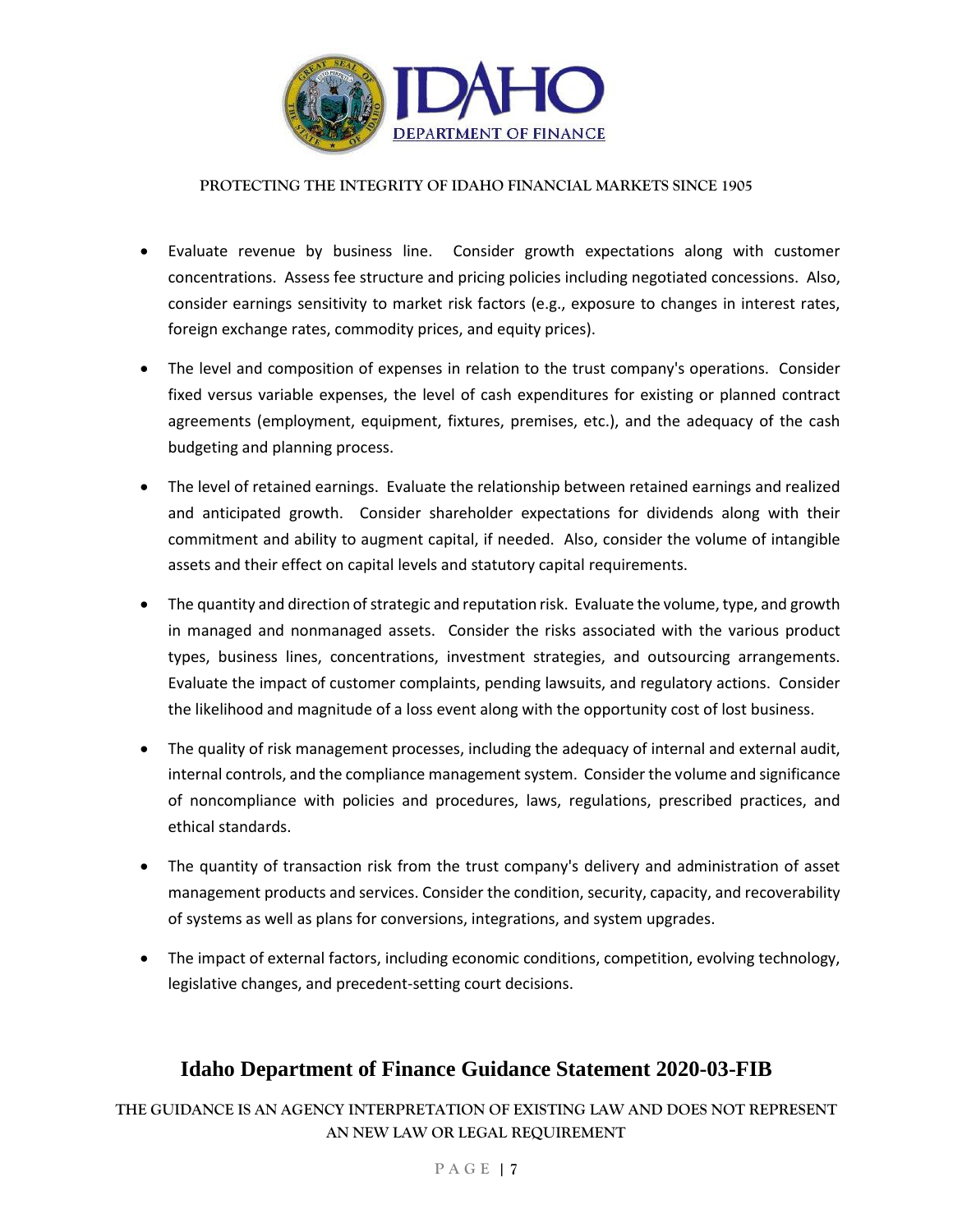- Evaluate revenue by business line. Consider growth expectations along with customer concentrations. Assess fee structure and pricing policies including negotiated concessions. Also, consider earnings sensitivity to market risk factors (e.g., exposure to changes in interest rates, foreign exchange rates, commodity prices, and equity prices).
- The level and composition of expenses in relation to the trust company's operations. Consider fixed versus variable expenses, the level of cash expenditures for existing or planned contract agreements (employment, equipment, fixtures, premises, etc.), and the adequacy of the cash budgeting and planning process.
- The level of retained earnings. Evaluate the relationship between retained earnings and realized and anticipated growth. Consider shareholder expectations for dividends along with their commitment and ability to augment capital, if needed. Also, consider the volume of intangible assets and their effect on capital levels and statutory capital requirements.
- The quantity and direction of strategic and reputation risk. Evaluate the volume, type, and growth in managed and nonmanaged assets. Consider the risks associated with the various product types, business lines, concentrations, investment strategies, and outsourcing arrangements. Evaluate the impact of customer complaints, pending lawsuits, and regulatory actions. Consider the likelihood and magnitude of a loss event along with the opportunity cost of lost business.
- The quality of risk management processes, including the adequacy of internal and external audit, internal controls, and the compliance management system. Consider the volume and significance of noncompliance with policies and procedures, laws, regulations, prescribed practices, and ethical standards.
- The quantity of transaction risk from the trust company's delivery and administration of asset management products and services. Consider the condition, security, capacity, and recoverability of systems as well as plans for conversions, integrations, and system upgrades.
- The impact of external factors, including economic conditions, competition, evolving technology, legislative changes, and precedent-setting court decisions.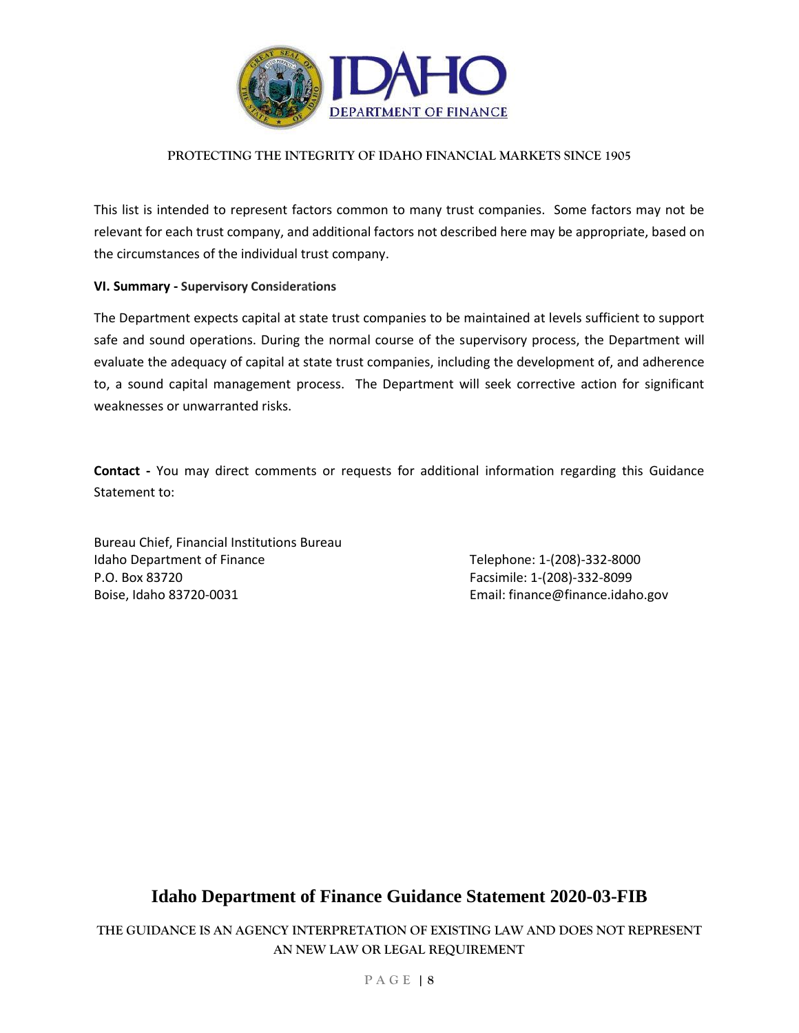This list is intended to represent factors common to many trust companies. Some factors may not be relevant for each trust company, and additional factors not described here may be appropriate, based on the circumstances of the individual trust company.

**VI. Summary - Supervisory Considerations**

The Department expects capital at state trust companies to be maintained at levels sufficient to support safe and sound operations. During the normal course of the supervisory process, the Department will evaluate the adequacy of capital at state trust companies, including the development of, and adherence to, a sound capital management process. The Department will seek corrective action for significant weaknesses or unwarranted risks.

**Contact -** You may direct comments or requests for additional information regarding this Guidance Statement to:

Bureau Chief, Financial Institutions Bureau
Idaho Department of Finance
P.O. Box 83720
Boise, Idaho 83720-0031

Telephone: 1-(208)-332-8000
Facsimile: 1-(208)-332-8099
Email: finance@finance.idaho.gov